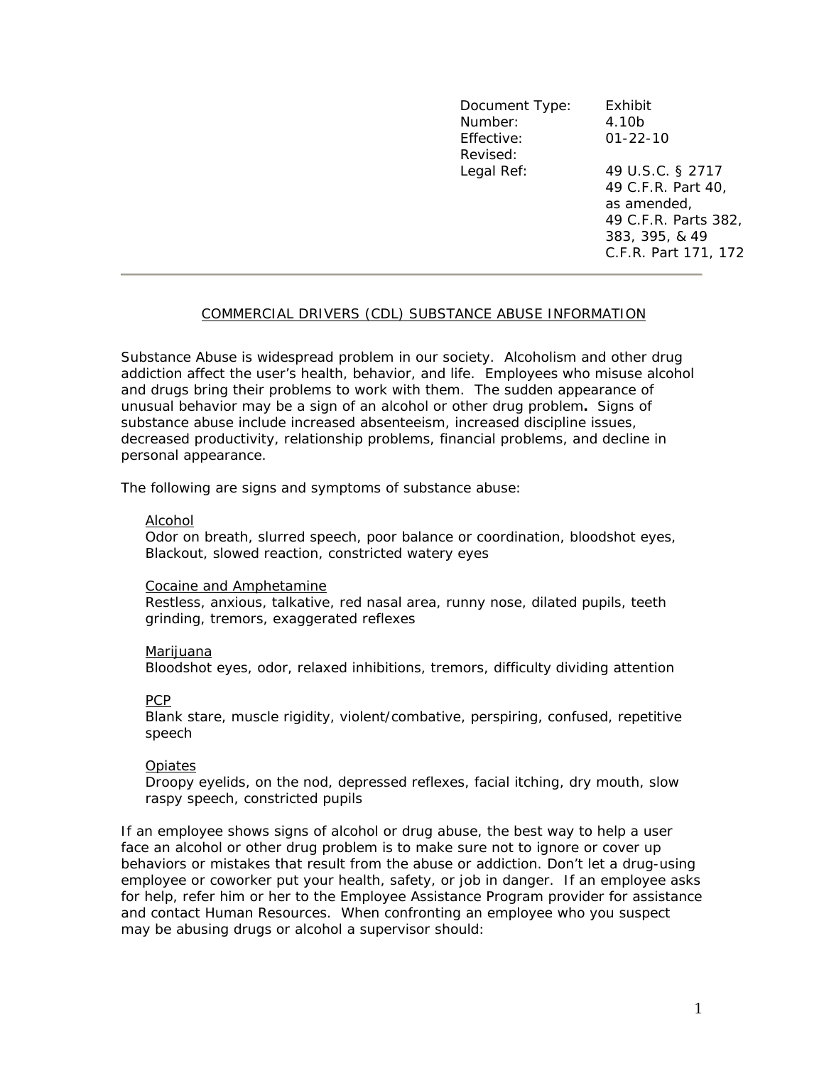| Document Type: | Exhibit |
|---|---|
| Number: | 4.10b |
| Effective: | 01-22-10 |
| Revised: | |
| Legal Ref: | 49 U.S.C. § 2717<br>49 C.F.R. Part 40, as amended,<br>49 C.F.R. Parts 382, 383, 395, & 49 C.F.R. Part 171, 172 |

---

## COMMERCIAL DRIVERS (CDL) SUBSTANCE ABUSE INFORMATION

Substance Abuse is widespread problem in our society. Alcoholism and other drug addiction affect the user's health, behavior, and life. Employees who misuse alcohol and drugs bring their problems to work with them. The sudden appearance of unusual behavior may be a sign of an alcohol or other drug problem**.** Signs of substance abuse include increased absenteeism, increased discipline issues, decreased productivity, relationship problems, financial problems, and decline in personal appearance.

The following are signs and symptoms of substance abuse:

Alcohol
Odor on breath, slurred speech, poor balance or coordination, bloodshot eyes, Blackout, slowed reaction, constricted watery eyes

Cocaine and Amphetamine
Restless, anxious, talkative, red nasal area, runny nose, dilated pupils, teeth grinding, tremors, exaggerated reflexes

Marijuana
Bloodshot eyes, odor, relaxed inhibitions, tremors, difficulty dividing attention

PCP
Blank stare, muscle rigidity, violent/combative, perspiring, confused, repetitive speech

Opiates
Droopy eyelids, on the nod, depressed reflexes, facial itching, dry mouth, slow raspy speech, constricted pupils

If an employee shows signs of alcohol or drug abuse, the best way to help a user face an alcohol or other drug problem is to make sure not to ignore or cover up behaviors or mistakes that result from the abuse or addiction. Don't let a drug-using employee or coworker put your health, safety, or job in danger. If an employee asks for help, refer him or her to the Employee Assistance Program provider for assistance and contact Human Resources. When confronting an employee who you suspect may be abusing drugs or alcohol a supervisor should: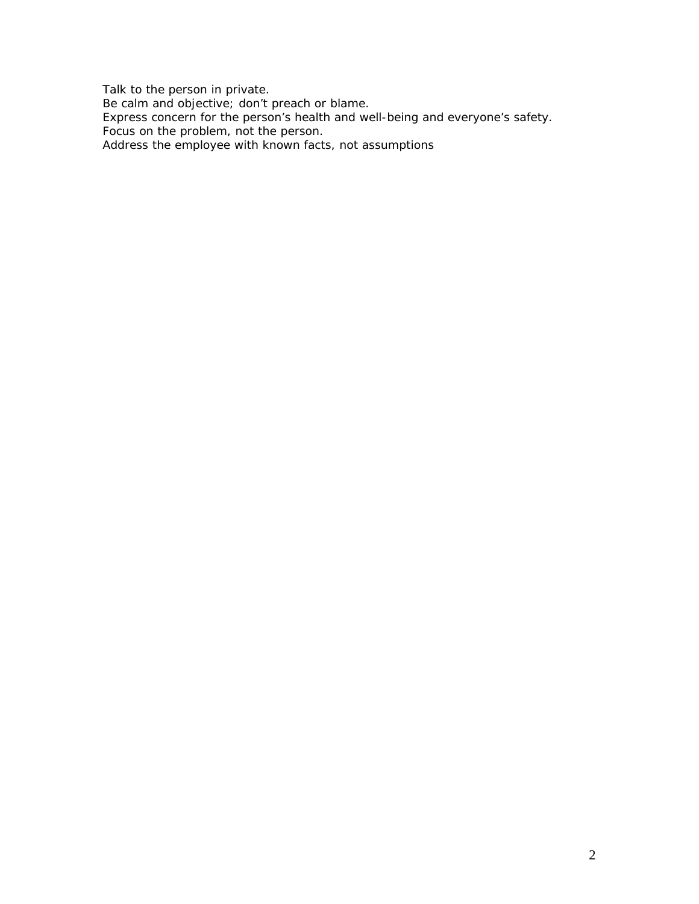Talk to the person in private.
Be calm and objective; don't preach or blame.
Express concern for the person's health and well-being and everyone's safety.
Focus on the problem, not the person.
Address the employee with known facts, not assumptions